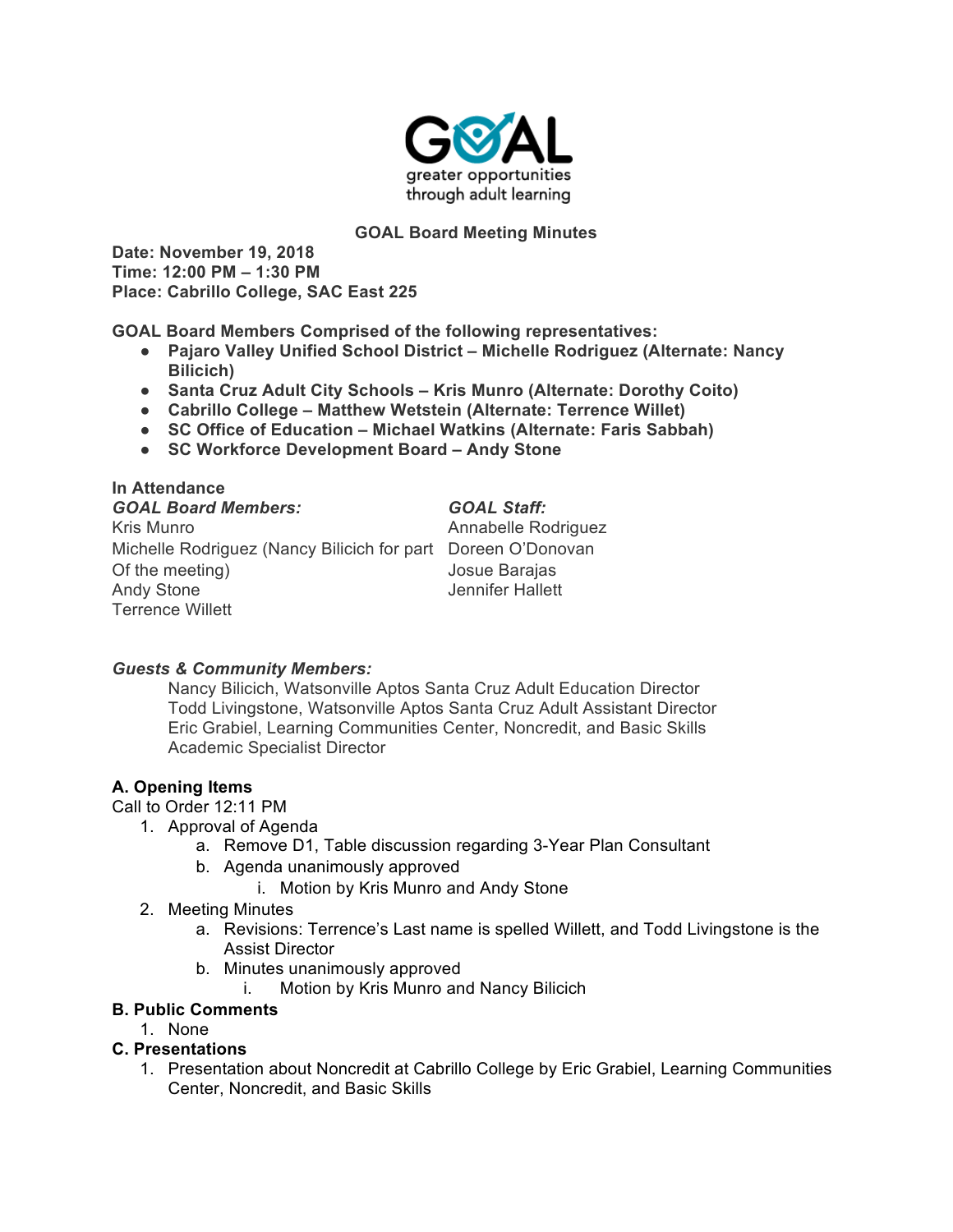GOAL
greater opportunities
through adult learning

**GOAL Board Meeting Minutes**

**Date: November 19, 2018**
**Time: 12:00 PM – 1:30 PM**
**Place: Cabrillo College, SAC East 225**

**GOAL Board Members Comprised of the following representatives:**

- **Pajaro Valley Unified School District – Michelle Rodriguez (Alternate: Nancy Bilicich)**
- **Santa Cruz Adult City Schools – Kris Munro (Alternate: Dorothy Coito)**
- **Cabrillo College – Matthew Wetstein (Alternate: Terrence Willet)**
- **SC Office of Education – Michael Watkins (Alternate: Faris Sabbah)**
- **SC Workforce Development Board – Andy Stone**

**In Attendance**

***GOAL Board Members:***
Kris Munro
Michelle Rodriguez (Nancy Bilicich for part Of the meeting)
Andy Stone
Terrence Willett

***GOAL Staff:***
Annabelle Rodriguez
Doreen O'Donovan
Josue Barajas
Jennifer Hallett

***Guests & Community Members:***

Nancy Bilicich, Watsonville Aptos Santa Cruz Adult Education Director
Todd Livingstone, Watsonville Aptos Santa Cruz Adult Assistant Director
Eric Grabiel, Learning Communities Center, Noncredit, and Basic Skills Academic Specialist Director

### A. Opening Items

Call to Order 12:11 PM

1. Approval of Agenda
   a. Remove D1, Table discussion regarding 3-Year Plan Consultant
   b. Agenda unanimously approved
      i. Motion by Kris Munro and Andy Stone
2. Meeting Minutes
   a. Revisions: Terrence's Last name is spelled Willett, and Todd Livingstone is the Assist Director
   b. Minutes unanimously approved
      i. Motion by Kris Munro and Nancy Bilicich

### B. Public Comments

1. None

### C. Presentations

1. Presentation about Noncredit at Cabrillo College by Eric Grabiel, Learning Communities Center, Noncredit, and Basic Skills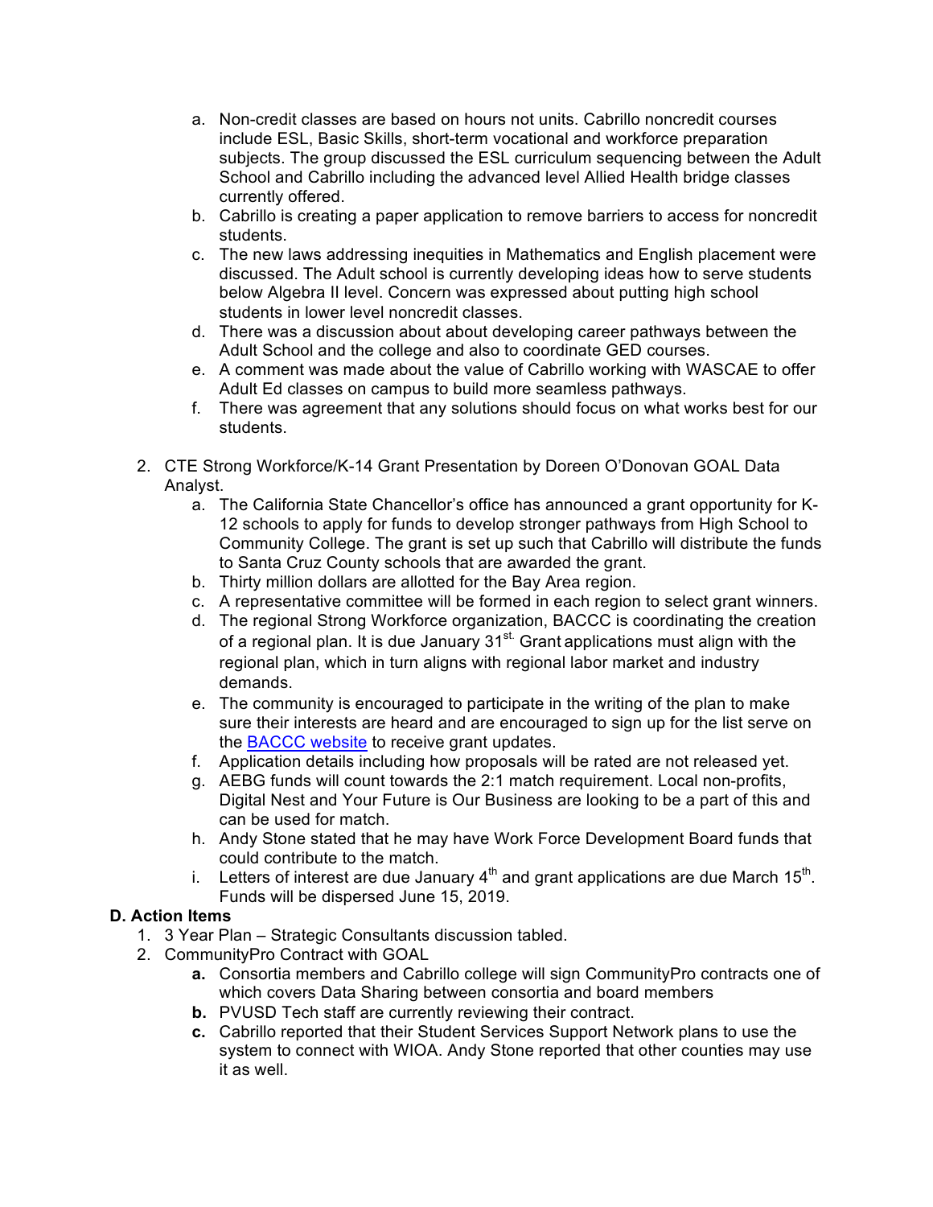a. Non-credit classes are based on hours not units. Cabrillo noncredit courses include ESL, Basic Skills, short-term vocational and workforce preparation subjects. The group discussed the ESL curriculum sequencing between the Adult School and Cabrillo including the advanced level Allied Health bridge classes currently offered.
b. Cabrillo is creating a paper application to remove barriers to access for noncredit students.
c. The new laws addressing inequities in Mathematics and English placement were discussed. The Adult school is currently developing ideas how to serve students below Algebra II level. Concern was expressed about putting high school students in lower level noncredit classes.
d. There was a discussion about about developing career pathways between the Adult School and the college and also to coordinate GED courses.
e. A comment was made about the value of Cabrillo working with WASCAE to offer Adult Ed classes on campus to build more seamless pathways.
f. There was agreement that any solutions should focus on what works best for our students.

2. CTE Strong Workforce/K-14 Grant Presentation by Doreen O'Donovan GOAL Data Analyst.
   a. The California State Chancellor's office has announced a grant opportunity for K-12 schools to apply for funds to develop stronger pathways from High School to Community College. The grant is set up such that Cabrillo will distribute the funds to Santa Cruz County schools that are awarded the grant.
   b. Thirty million dollars are allotted for the Bay Area region.
   c. A representative committee will be formed in each region to select grant winners.
   d. The regional Strong Workforce organization, BACCC is coordinating the creation of a regional plan. It is due January 31st. Grant applications must align with the regional plan, which in turn aligns with regional labor market and industry demands.
   e. The community is encouraged to participate in the writing of the plan to make sure their interests are heard and are encouraged to sign up for the list serve on the BACCC website to receive grant updates.
   f. Application details including how proposals will be rated are not released yet.
   g. AEBG funds will count towards the 2:1 match requirement. Local non-profits, Digital Nest and Your Future is Our Business are looking to be a part of this and can be used for match.
   h. Andy Stone stated that he may have Work Force Development Board funds that could contribute to the match.
   i. Letters of interest are due January 4th and grant applications are due March 15th. Funds will be dispersed June 15, 2019.

**D. Action Items**

1. 3 Year Plan – Strategic Consultants discussion tabled.
2. CommunityPro Contract with GOAL
   **a.** Consortia members and Cabrillo college will sign CommunityPro contracts one of which covers Data Sharing between consortia and board members
   **b.** PVUSD Tech staff are currently reviewing their contract.
   **c.** Cabrillo reported that their Student Services Support Network plans to use the system to connect with WIOA. Andy Stone reported that other counties may use it as well.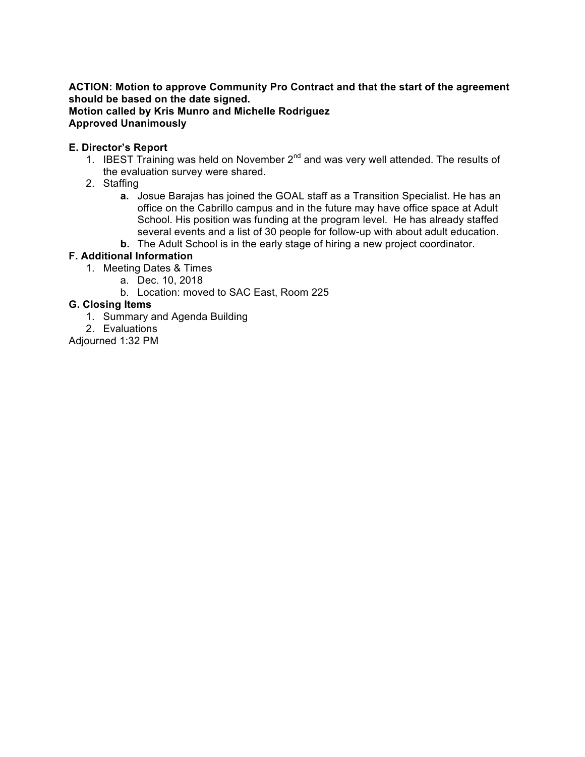**ACTION: Motion to approve Community Pro Contract and that the start of the agreement should be based on the date signed.**
**Motion called by Kris Munro and Michelle Rodriguez**
**Approved Unanimously**

**E. Director's Report**

1. IBEST Training was held on November 2nd and was very well attended. The results of the evaluation survey were shared.
2. Staffing
   - **a.** Josue Barajas has joined the GOAL staff as a Transition Specialist. He has an office on the Cabrillo campus and in the future may have office space at Adult School. His position was funding at the program level. He has already staffed several events and a list of 30 people for follow-up with about adult education.
   - **b.** The Adult School is in the early stage of hiring a new project coordinator.

**F. Additional Information**

1. Meeting Dates & Times
   a. Dec. 10, 2018
   b. Location: moved to SAC East, Room 225

**G. Closing Items**

1. Summary and Agenda Building
2. Evaluations

Adjourned 1:32 PM